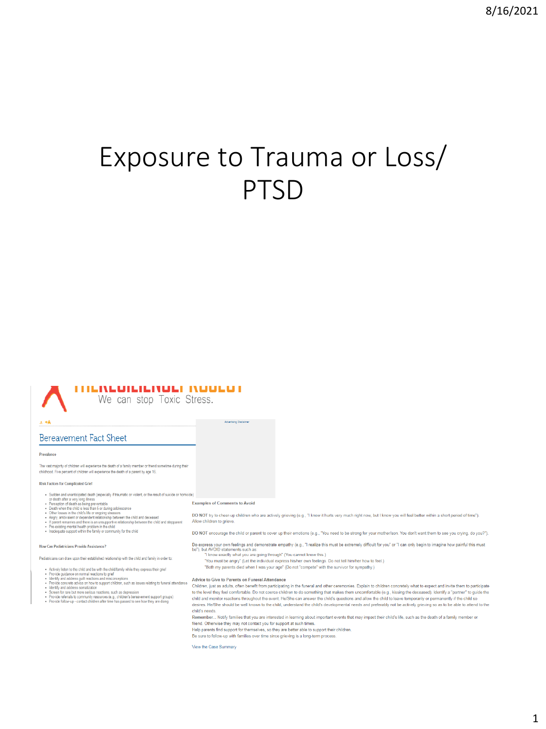# Exposure to Trauma or Loss/ PTSD

We can stop Toxic Stress.

## Bereavement Fact Sheet

**Prevalence**

The vast majority of children will experience the death of a family member or friend sometime during their childhood. Five percent of children will experience the death of a parent by age 16.

**Risk Factors for Complicated Grief**

- Sudden and unanticipated death (especially if traumatic or violent, or the result of suicide or homicide) or death after a very long illness
- Perception of death as being preventable
- Death when the child is less than 5 or during adolescence
- Other losses in the child's life or ongoing stressors
- Angry, ambivalent or dependent relationship between the child and deceased
- If parent remarries and there is an unsupportive relationship between the child and stepparent
- Pre-existing mental health problem in the child
- Inadequate support within the family or community for the child

**How Can Pediatricians Provide Assistance?**

Pediatricians can draw upon their established relationship with the child and family in order to:

- Actively listen to the child and be with the child/family while they express their grief
- Provide guidance on normal reactions to grief
- Identify and address guilt reactions and misconceptions
- Provide concrete advice on how to support children, such as issues relating to funeral attendance
- Identify and address somatization
- Screen for rare but more serious reactions, such as depression
- Provide referrals to community resources (e.g., children's bereavement support groups)
- Provide follow-up - contact children after time has passed to see how they are doing

**Examples of Comments to Avoid**

DO NOT try to cheer-up children who are actively grieving (e.g., "I know it hurts very much right now, but I know you will feel better within a short period of time"). Allow children to grieve.

DO NOT encourage the child or parent to cover up their emotions (e.g., "You need to be strong for your mother/son. You don't want them to see you crying, do you?").

Do express your own feelings and demonstrate empathy (e.g., "I realize this must be extremely difficult for you" or "I can only begin to imagine how painful this must be"), but AVOID statements such as:

"I know exactly what you are going through" (You cannot know this.)
"You must be angry" (Let the individual express his/her own feelings. Do not tell him/her how to feel.)
"Both my parents died when I was your age" (Do not "compete" with the survivor for sympathy.)

**Advice to Give to Parents on Funeral Attendance**

Children, just as adults, often benefit from participating in the funeral and other ceremonies. Explain to children concretely what to expect and invite them to participate to the level they feel comfortable. Do not coerce children to do something that makes them uncomfortable (e.g., kissing the deceased). Identify a "partner" to guide the child and monitor reactions throughout the event. He/She can answer the child's questions and allow the child to leave temporarily or permanently if the child so desires. He/She should be well known to the child, understand the child's developmental needs and preferably not be actively grieving so as to be able to attend to the child's needs.

Remember... Notify families that you are interested in learning about important events that may impact their child's life, such as the death of a family member or friend. Otherwise they may not contact you for support at such times.

Help parents find support for themselves, so they are better able to support their children.

Be sure to follow-up with families over time since grieving is a long-term process.

View the Case Summary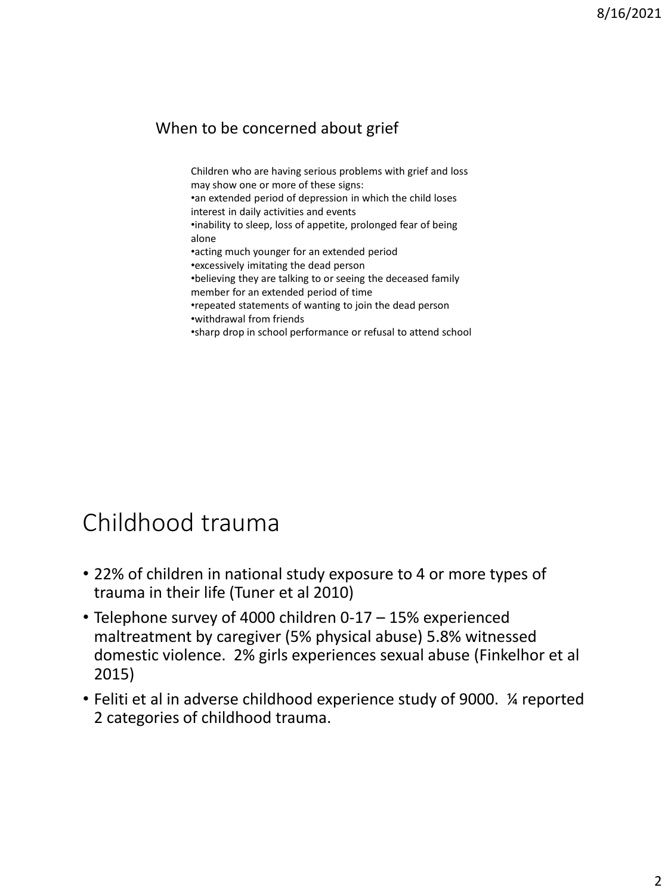## When to be concerned about grief

Children who are having serious problems with grief and loss may show one or more of these signs:

- an extended period of depression in which the child loses interest in daily activities and events
- inability to sleep, loss of appetite, prolonged fear of being alone
- acting much younger for an extended period
- excessively imitating the dead person
- believing they are talking to or seeing the deceased family member for an extended period of time
- repeated statements of wanting to join the dead person
- withdrawal from friends
- sharp drop in school performance or refusal to attend school

# Childhood trauma

- 22% of children in national study exposure to 4 or more types of trauma in their life (Tuner et al 2010)
- Telephone survey of 4000 children 0-17 – 15% experienced maltreatment by caregiver (5% physical abuse) 5.8% witnessed domestic violence. 2% girls experiences sexual abuse (Finkelhor et al 2015)
- Feliti et al in adverse childhood experience study of 9000. ¼ reported 2 categories of childhood trauma.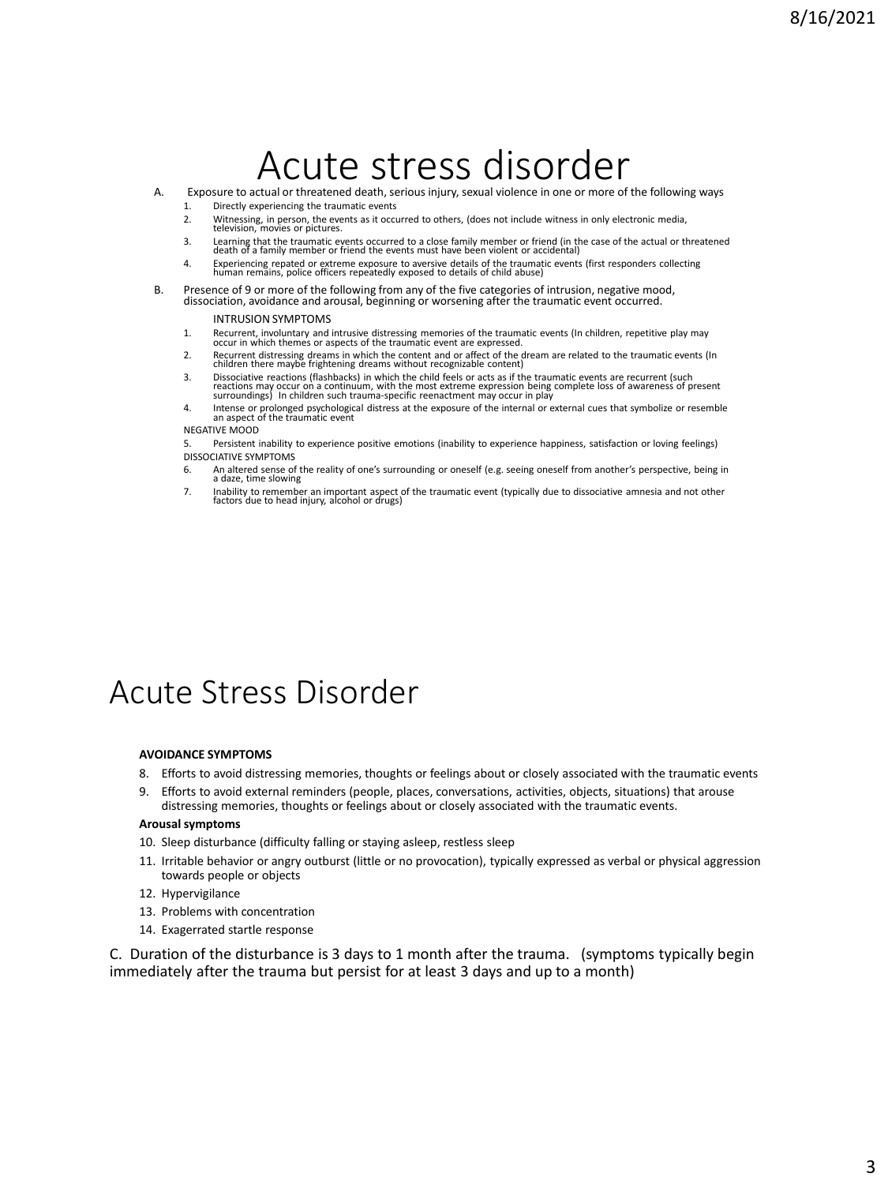# Acute stress disorder

A. Exposure to actual or threatened death, serious injury, sexual violence in one or more of the following ways
   1. Directly experiencing the traumatic events
   2. Witnessing, in person, the events as it occurred to others, (does not include witness in only electronic media, television, movies or pictures.
   3. Learning that the traumatic events occurred to a close family member or friend (in the case of the actual or threatened death of a family member or friend the events must have been violent or accidental)
   4. Experiencing repated or extreme exposure to aversive details of the traumatic events (first responders collecting human remains, police officers repeatedly exposed to details of child abuse)

B. Presence of 9 or more of the following from any of the five categories of intrusion, negative mood, dissociation, avoidance and arousal, beginning or worsening after the traumatic event occurred.

   INTRUSION SYMPTOMS
   1. Recurrent, involuntary and intrusive distressing memories of the traumatic events (In children, repetitive play may occur in which themes or aspects of the traumatic event are expressed.
   2. Recurrent distressing dreams in which the content and or affect of the dream are related to the traumatic events (In children there maybe frightening dreams without recognizable content)
   3. Dissociative reactions (flashbacks) in which the child feels or acts as if the traumatic events are recurrent (such reactions may occur on a continuum, with the most extreme expression being complete loss of awareness of present surroundings) In children such trauma-specific reenactment may occur in play
   4. Intense or prolonged psychological distress at the exposure of the internal or external cues that symbolize or resemble an aspect of the traumatic event

   NEGATIVE MOOD
   5. Persistent inability to experience positive emotions (inability to experience happiness, satisfaction or loving feelings)

   DISSOCIATIVE SYMPTOMS
   6. An altered sense of the reality of one's surrounding or oneself (e.g. seeing oneself from another's perspective, being in a daze, time slowing
   7. Inability to remember an important aspect of the traumatic event (typically due to dissociative amnesia and not other factors due to head injury, alcohol or drugs)

# Acute Stress Disorder

**AVOIDANCE SYMPTOMS**

8. Efforts to avoid distressing memories, thoughts or feelings about or closely associated with the traumatic events
9. Efforts to avoid external reminders (people, places, conversations, activities, objects, situations) that arouse distressing memories, thoughts or feelings about or closely associated with the traumatic events.

**Arousal symptoms**

10. Sleep disturbance (difficulty falling or staying asleep, restless sleep
11. Irritable behavior or angry outburst (little or no provocation), typically expressed as verbal or physical aggression towards people or objects
12. Hypervigilance
13. Problems with concentration
14. Exagerrated startle response

C. Duration of the disturbance is 3 days to 1 month after the trauma. (symptoms typically begin immediately after the trauma but persist for at least 3 days and up to a month)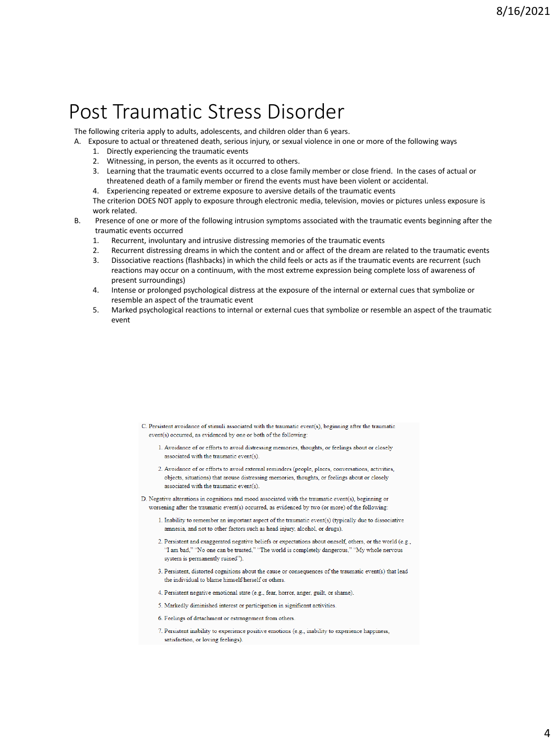# Post Traumatic Stress Disorder

The following criteria apply to adults, adolescents, and children older than 6 years.

A. Exposure to actual or threatened death, serious injury, or sexual violence in one or more of the following ways
   1. Directly experiencing the traumatic events
   2. Witnessing, in person, the events as it occurred to others.
   3. Learning that the traumatic events occurred to a close family member or close friend. In the cases of actual or threatened death of a family member or firend the events must have been violent or accidental.
   4. Experiencing repeated or extreme exposure to aversive details of the traumatic events

   The criterion DOES NOT apply to exposure through electronic media, television, movies or pictures unless exposure is work related.

B. Presence of one or more of the following intrusion symptoms associated with the traumatic events beginning after the traumatic events occurred
   1. Recurrent, involuntary and intrusive distressing memories of the traumatic events
   2. Recurrent distressing dreams in which the content and or affect of the dream are related to the traumatic events
   3. Dissociative reactions (flashbacks) in which the child feels or acts as if the traumatic events are recurrent (such reactions may occur on a continuum, with the most extreme expression being complete loss of awareness of present surroundings)
   4. Intense or prolonged psychological distress at the exposure of the internal or external cues that symbolize or resemble an aspect of the traumatic event
   5. Marked psychological reactions to internal or external cues that symbolize or resemble an aspect of the traumatic event

C. Persistent avoidance of stimuli associated with the traumatic event(s), beginning after the traumatic event(s) occurred, as evidenced by one or both of the following:
   1. Avoidance of or efforts to avoid distressing memories, thoughts, or feelings about or closely associated with the traumatic event(s).
   2. Avoidance of or efforts to avoid external reminders (people, places, conversations, activities, objects, situations) that arouse distressing memories, thoughts, or feelings about or closely associated with the traumatic event(s).

D. Negative alterations in cognitions and mood associated with the traumatic event(s), beginning or worsening after the traumatic event(s) occurred, as evidenced by two (or more) of the following:
   1. Inability to remember an important aspect of the traumatic event(s) (typically due to dissociative amnesia, and not to other factors such as head injury, alcohol, or drugs).
   2. Persistent and exaggerated negative beliefs or expectations about oneself, others, or the world (e.g., "I am bad," "No one can be trusted," "The world is completely dangerous," "My whole nervous system is permanently ruined").
   3. Persistent, distorted cognitions about the cause or consequences of the traumatic event(s) that lead the individual to blame himself/herself or others.
   4. Persistent negative emotional state (e.g., fear, horror, anger, guilt, or shame).
   5. Markedly diminished interest or participation in significant activities.
   6. Feelings of detachment or estrangement from others.
   7. Persistent inability to experience positive emotions (e.g., inability to experience happiness, satisfaction, or loving feelings).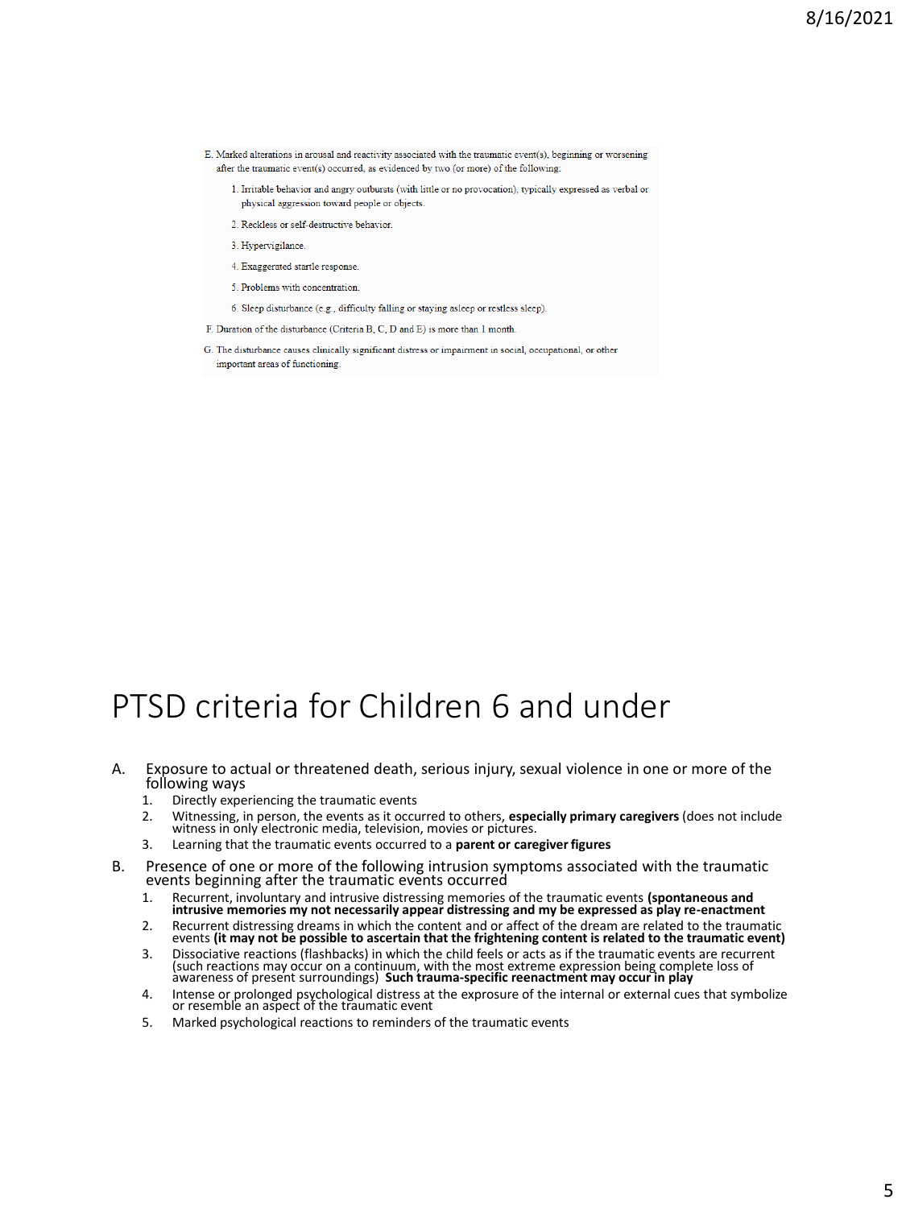E. Marked alterations in arousal and reactivity associated with the traumatic event(s), beginning or worsening after the traumatic event(s) occurred, as evidenced by two (or more) of the following:

1. Irritable behavior and angry outbursts (with little or no provocation), typically expressed as verbal or physical aggression toward people or objects.
2. Reckless or self-destructive behavior.
3. Hypervigilance.
4. Exaggerated startle response.
5. Problems with concentration.
6. Sleep disturbance (e.g., difficulty falling or staying asleep or restless sleep).

F. Duration of the disturbance (Criteria B, C, D and E) is more than 1 month.

G. The disturbance causes clinically significant distress or impairment in social, occupational, or other important areas of functioning.

# PTSD criteria for Children 6 and under

A. Exposure to actual or threatened death, serious injury, sexual violence in one or more of the following ways
   1. Directly experiencing the traumatic events
   2. Witnessing, in person, the events as it occurred to others, **especially primary caregivers** (does not include witness in only electronic media, television, movies or pictures.
   3. Learning that the traumatic events occurred to a **parent or caregiver figures**

B. Presence of one or more of the following intrusion symptoms associated with the traumatic events beginning after the traumatic events occurred
   1. Recurrent, involuntary and intrusive distressing memories of the traumatic events **(spontaneous and intrusive memories my not necessarily appear distressing and my be expressed as play re-enactment**
   2. Recurrent distressing dreams in which the content and or affect of the dream are related to the traumatic events **(it may not be possible to ascertain that the frightening content is related to the traumatic event)**
   3. Dissociative reactions (flashbacks) in which the child feels or acts as if the traumatic events are recurrent (such reactions may occur on a continuum, with the most extreme expression being complete loss of awareness of present surroundings) **Such trauma-specific reenactment may occur in play**
   4. Intense or prolonged psychological distress at the exposure of the internal or external cues that symbolize or resemble an aspect of the traumatic event
   5. Marked psychological reactions to reminders of the traumatic events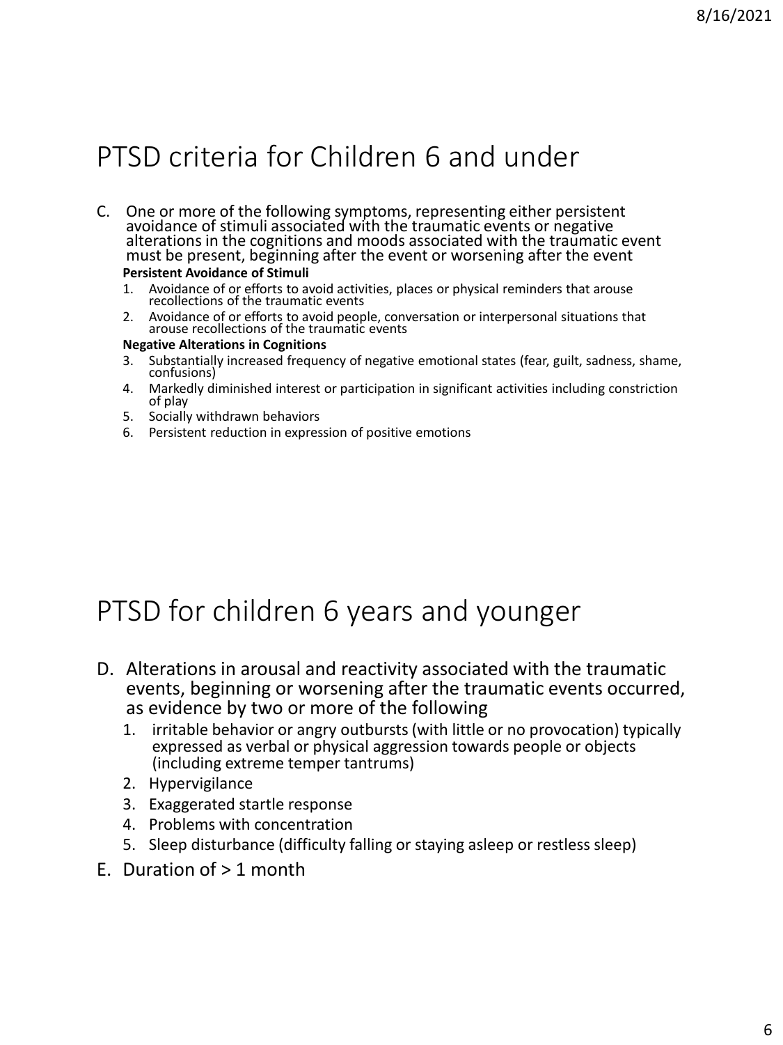# PTSD criteria for Children 6 and under

C. One or more of the following symptoms, representing either persistent avoidance of stimuli associated with the traumatic events or negative alterations in the cognitions and moods associated with the traumatic event must be present, beginning after the event or worsening after the event

**Persistent Avoidance of Stimuli**

1. Avoidance of or efforts to avoid activities, places or physical reminders that arouse recollections of the traumatic events
2. Avoidance of or efforts to avoid people, conversation or interpersonal situations that arouse recollections of the traumatic events

**Negative Alterations in Cognitions**

3. Substantially increased frequency of negative emotional states (fear, guilt, sadness, shame, confusions)
4. Markedly diminished interest or participation in significant activities including constriction of play
5. Socially withdrawn behaviors
6. Persistent reduction in expression of positive emotions

# PTSD for children 6 years and younger

D. Alterations in arousal and reactivity associated with the traumatic events, beginning or worsening after the traumatic events occurred, as evidence by two or more of the following
   1. irritable behavior or angry outbursts (with little or no provocation) typically expressed as verbal or physical aggression towards people or objects (including extreme temper tantrums)
   2. Hypervigilance
   3. Exaggerated startle response
   4. Problems with concentration
   5. Sleep disturbance (difficulty falling or staying asleep or restless sleep)

E. Duration of > 1 month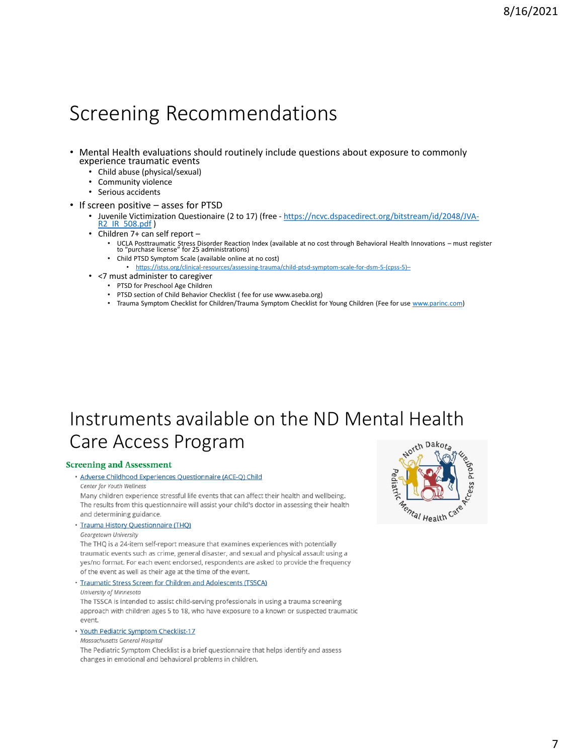# Screening Recommendations

- Mental Health evaluations should routinely include questions about exposure to commonly experience traumatic events
  - Child abuse (physical/sexual)
  - Community violence
  - Serious accidents
- If screen positive – asses for PTSD
  - Juvenile Victimization Questionaire (2 to 17) (free - https://ncvc.dspacedirect.org/bitstream/id/2048/JVA-R2_IR_508.pdf )
  - Children 7+ can self report –
    - UCLA Posttraumatic Stress Disorder Reaction Index (available at no cost through Behavioral Health Innovations – must register to "purchase license" for 25 administrations)
    - Child PTSD Symptom Scale (available online at no cost)
      - https://istss.org/clinical-resources/assessing-trauma/child-ptsd-symptom-scale-for-dsm-5-(cpss-5)–
  - <7 must administer to caregiver
    - PTSD for Preschool Age Children
    - PTSD section of Child Behavior Checklist ( fee for use www.aseba.org)
    - Trauma Symptom Checklist for Children/Trauma Symptom Checklist for Young Children (Fee for use www.parinc.com)

# Instruments available on the ND Mental Health Care Access Program

North Dakota Pediatric Mental Health Care Access Program

## Screening and Assessment

- Adverse Childhood Experiences Questionnaire (ACE-Q) Child
  *Center for Youth Wellness*
  Many children experience stressful life events that can affect their health and wellbeing. The results from this questionnaire will assist your child's doctor in assessing their health and determining guidance.
- Trauma History Questionnaire (THQ)
  *Georgetown University*
  The THQ is a 24-item self-report measure that examines experiences with potentially traumatic events such as crime, general disaster, and sexual and physical assault using a yes/no format. For each event endorsed, respondents are asked to provide the frequency of the event as well as their age at the time of the event.
- Traumatic Stress Screen for Children and Adolescents (TSSCA)
  *University of Minnesota*
  The TSSCA is intended to assist child-serving professionals in using a trauma screening approach with children ages 5 to 18, who have exposure to a known or suspected traumatic event.
- Youth Pediatric Symptom Checklist-17
  *Massachusetts General Hospital*
  The Pediatric Symptom Checklist is a brief questionnaire that helps identify and assess changes in emotional and behavioral problems in children.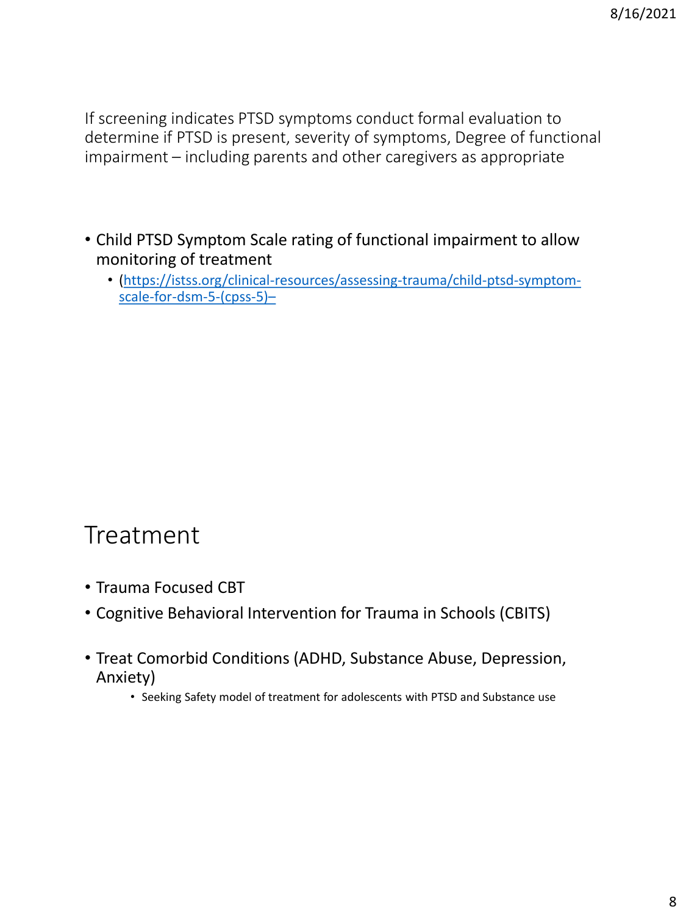If screening indicates PTSD symptoms conduct formal evaluation to determine if PTSD is present, severity of symptoms, Degree of functional impairment – including parents and other caregivers as appropriate

- Child PTSD Symptom Scale rating of functional impairment to allow monitoring of treatment
  - (https://istss.org/clinical-resources/assessing-trauma/child-ptsd-symptom-scale-for-dsm-5-(cpss-5)–

# Treatment

- Trauma Focused CBT
- Cognitive Behavioral Intervention for Trauma in Schools (CBITS)
- Treat Comorbid Conditions (ADHD, Substance Abuse, Depression, Anxiety)
  - Seeking Safety model of treatment for adolescents with PTSD and Substance use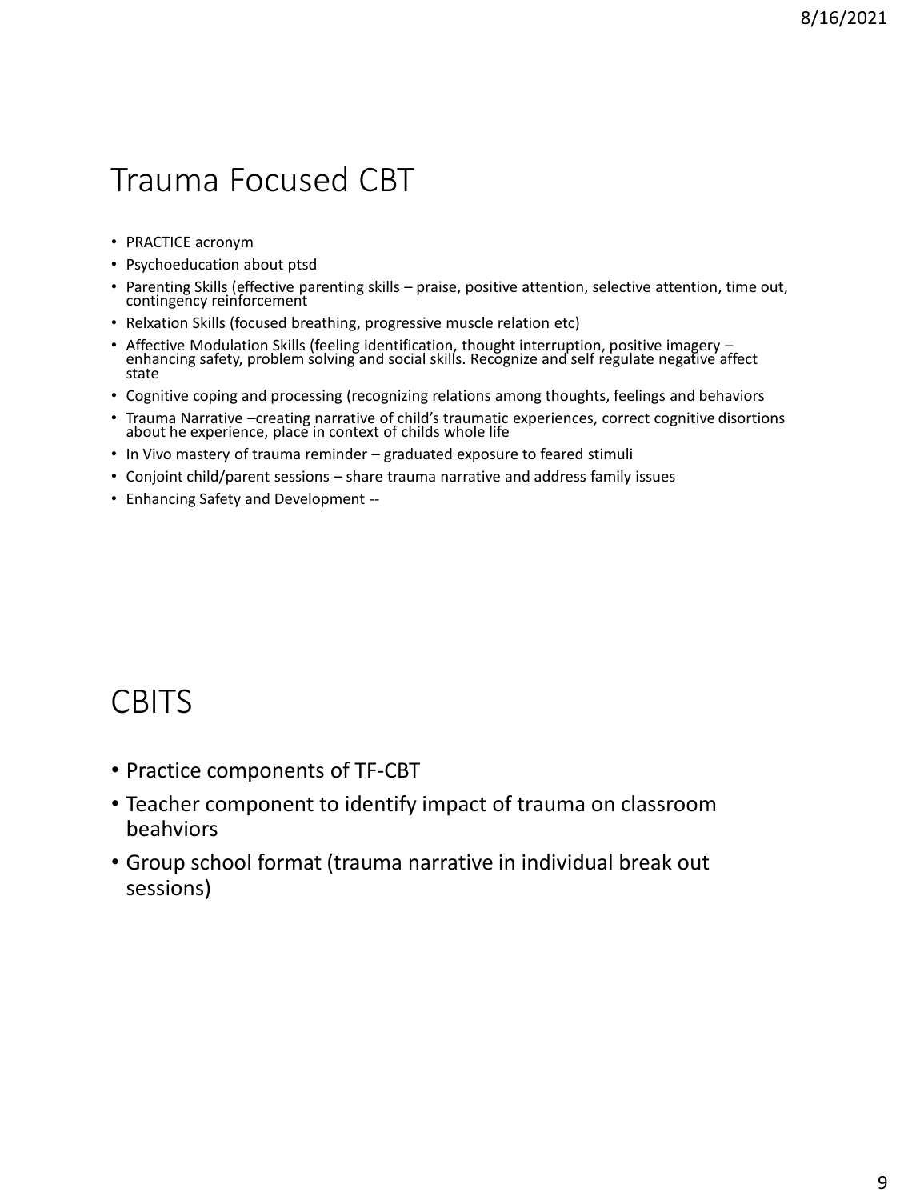## Trauma Focused CBT

- PRACTICE acronym
- Psychoeducation about ptsd
- Parenting Skills (effective parenting skills – praise, positive attention, selective attention, time out, contingency reinforcement
- Relxation Skills (focused breathing, progressive muscle relation etc)
- Affective Modulation Skills (feeling identification, thought interruption, positive imagery – enhancing safety, problem solving and social skills. Recognize and self regulate negative affect state
- Cognitive coping and processing (recognizing relations among thoughts, feelings and behaviors
- Trauma Narrative –creating narrative of child's traumatic experiences, correct cognitive disortions about he experience, place in context of childs whole life
- In Vivo mastery of trauma reminder – graduated exposure to feared stimuli
- Conjoint child/parent sessions – share trauma narrative and address family issues
- Enhancing Safety and Development --

## CBITS

- Practice components of TF-CBT
- Teacher component to identify impact of trauma on classroom beahviors
- Group school format (trauma narrative in individual break out sessions)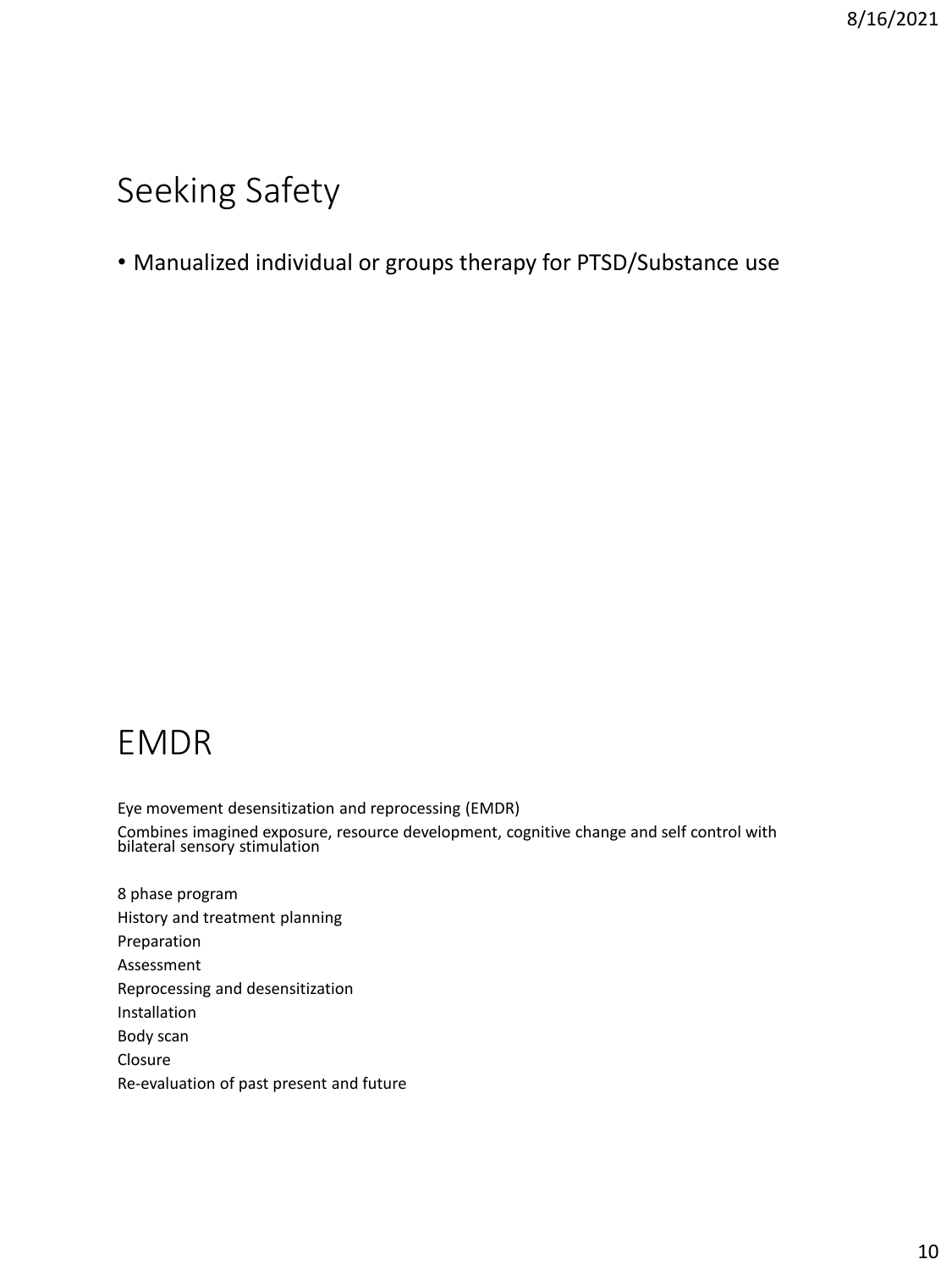## Seeking Safety

- Manualized individual or groups therapy for PTSD/Substance use

## EMDR

Eye movement desensitization and reprocessing (EMDR)

Combines imagined exposure, resource development, cognitive change and self control with bilateral sensory stimulation

8 phase program

History and treatment planning

Preparation

Assessment

Reprocessing and desensitization

Installation

Body scan

Closure

Re-evaluation of past present and future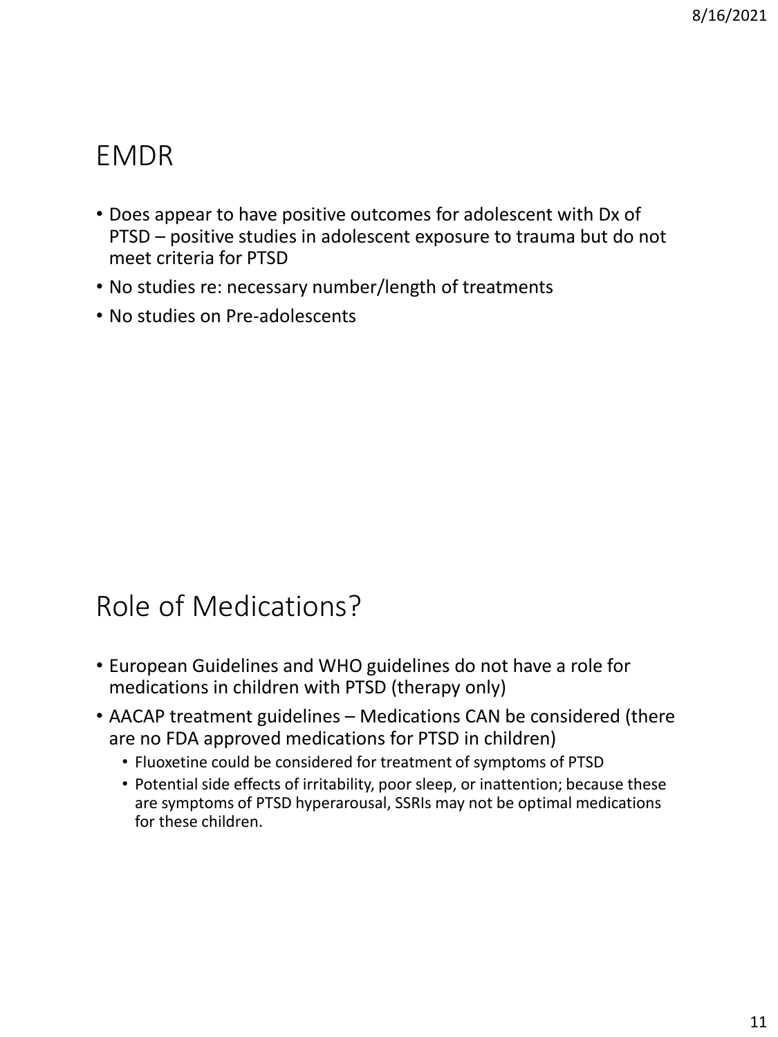## EMDR

- Does appear to have positive outcomes for adolescent with Dx of PTSD – positive studies in adolescent exposure to trauma but do not meet criteria for PTSD
- No studies re: necessary number/length of treatments
- No studies on Pre-adolescents

## Role of Medications?

- European Guidelines and WHO guidelines do not have a role for medications in children with PTSD (therapy only)
- AACAP treatment guidelines – Medications CAN be considered (there are no FDA approved medications for PTSD in children)
  - Fluoxetine could be considered for treatment of symptoms of PTSD
  - Potential side effects of irritability, poor sleep, or inattention; because these are symptoms of PTSD hyperarousal, SSRIs may not be optimal medications for these children.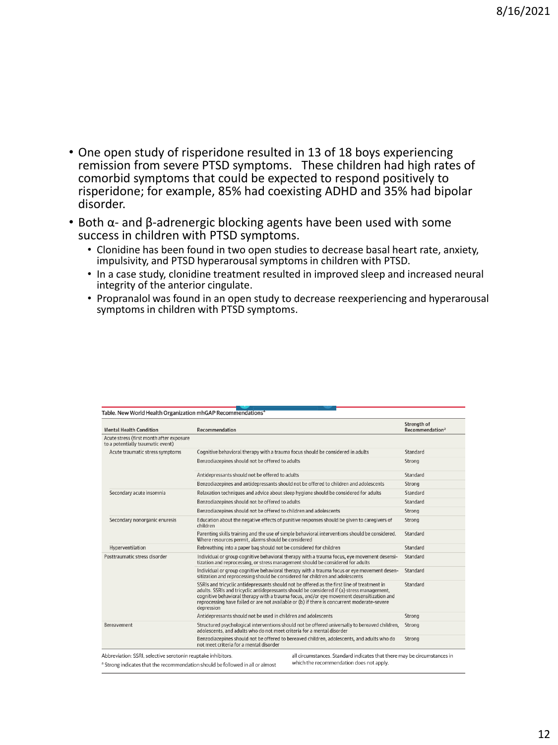- One open study of risperidone resulted in 13 of 18 boys experiencing remission from severe PTSD symptoms. These children had high rates of comorbid symptoms that could be expected to respond positively to risperidone; for example, 85% had coexisting ADHD and 35% had bipolar disorder.
- Both α- and β-adrenergic blocking agents have been used with some success in children with PTSD symptoms.
  - Clonidine has been found in two open studies to decrease basal heart rate, anxiety, impulsivity, and PTSD hyperarousal symptoms in children with PTSD.
  - In a case study, clonidine treatment resulted in improved sleep and increased neural integrity of the anterior cingulate.
  - Propranalol was found in an open study to decrease reexperiencing and hyperarousal symptoms in children with PTSD symptoms.

Table. New World Health Organization mhGAP Recommendations[a]

| Mental Health Condition | Recommendation | Strength of Recommendation[a] |
|---|---|---|
| Acute stress (first month after exposure to a potentially traumatic event) | | |
| Acute traumatic stress symptoms | Cognitive behavioral therapy with a trauma focus should be considered in adults | Standard |
| | Benzodiazepines should not be offered to adults | Strong |
| | Antidepressants should not be offered to adults | Standard |
| | Benzodiazepines and antidepressants should not be offered to children and adolescents | Strong |
| Secondary acute insomnia | Relaxation techniques and advice about sleep hygiene should be considered for adults | Standard |
| | Benzodiazepines should not be offered to adults | Standard |
| | Benzodiazepines should not be offered to children and adolescents | Strong |
| Secondary nonorganic enuresis | Education about the negative effects of punitive responses should be given to caregivers of children | Strong |
| | Parenting skills training and the use of simple behavioral interventions should be considered. Where resources permit, alarms should be considered | Standard |
| Hyperventilation | Rebreathing into a paper bag should not be considered for children | Standard |
| Posttraumatic stress disorder | Individual or group cognitive behavioral therapy with a trauma focus, eye movement desensitization and reprocessing, or stress management should be considered for adults | Standard |
| | Individual or group cognitive behavioral therapy with a trauma focus or eye movement desensitization and reprocessing should be considered for children and adolescents | Standard |
| | SSRIs and tricyclic antidepressants should not be offered as the first line of treatment in adults. SSRIs and tricyclic antidepressants should be considered if (a) stress management, cognitive behavioral therapy with a trauma focus, and/or eye movement desensitization and reprocessing have failed or are not available or (b) if there is concurrent moderate-severe depression | Standard |
| | Antidepressants should not be used in children and adolescents | Strong |
| Bereavement | Structured psychological interventions should not be offered universally to bereaved children, adolescents, and adults who do not meet criteria for a mental disorder | Strong |
| | Benzodiazepines should not be offered to bereaved children, adolescents, and adults who do not meet criteria for a mental disorder | Strong |

Abbreviation: SSRI, selective serotonin reuptake inhibitors.

[a] Strong indicates that the recommendation should be followed in all or almost all circumstances. Standard indicates that there may be circumstances in which the recommendation does not apply.